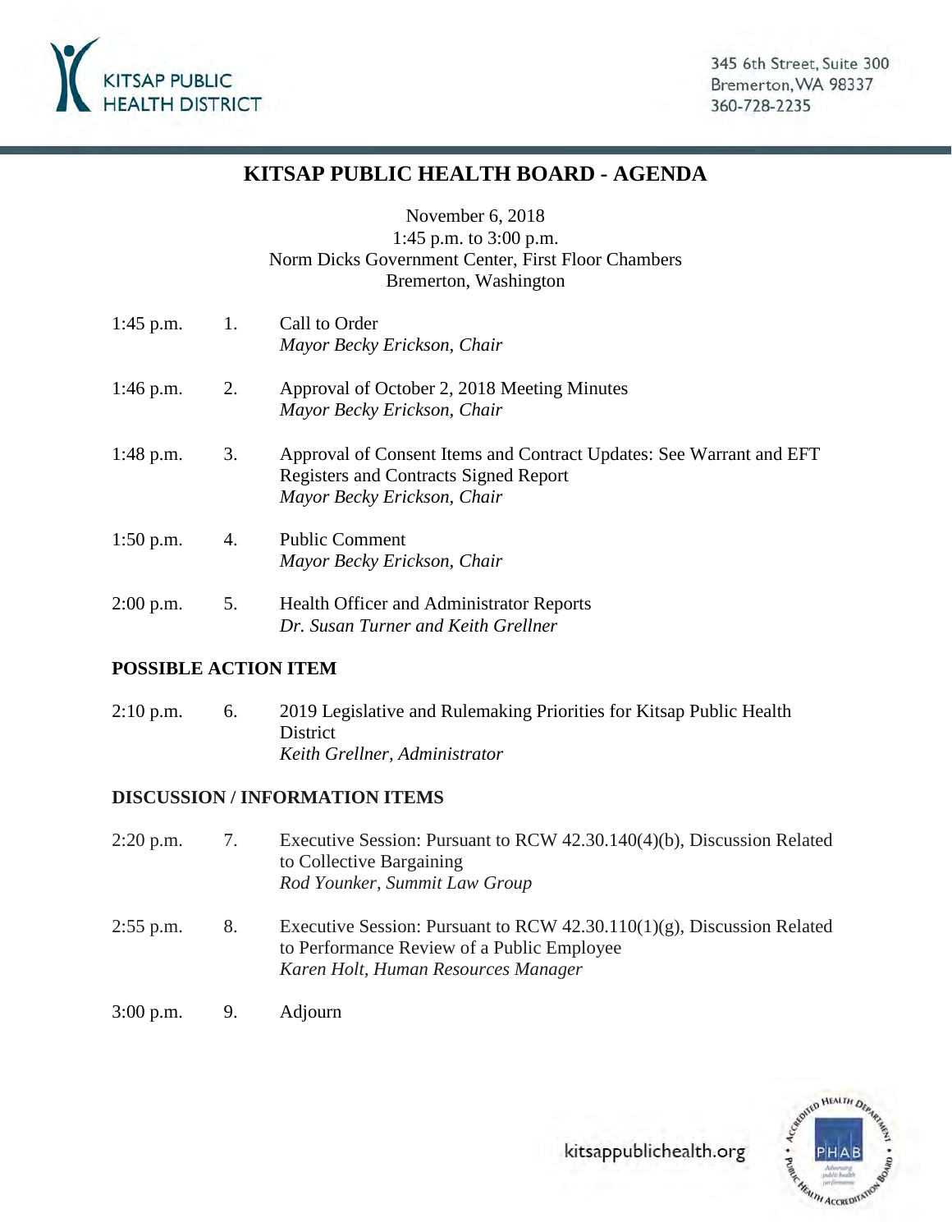KITSAP PUBLIC HEALTH DISTRICT

345 6th Street, Suite 300
Bremerton, WA 98337
360-728-2235

# KITSAP PUBLIC HEALTH BOARD - AGENDA

November 6, 2018
1:45 p.m. to 3:00 p.m.
Norm Dicks Government Center, First Floor Chambers
Bremerton, Washington

| | | |
|---|---|---|
| 1:45 p.m. | 1. | Call to Order<br>*Mayor Becky Erickson, Chair* |
| 1:46 p.m. | 2. | Approval of October 2, 2018 Meeting Minutes<br>*Mayor Becky Erickson, Chair* |
| 1:48 p.m. | 3. | Approval of Consent Items and Contract Updates: See Warrant and EFT Registers and Contracts Signed Report<br>*Mayor Becky Erickson, Chair* |
| 1:50 p.m. | 4. | Public Comment<br>*Mayor Becky Erickson, Chair* |
| 2:00 p.m. | 5. | Health Officer and Administrator Reports<br>*Dr. Susan Turner and Keith Grellner* |

**POSSIBLE ACTION ITEM**

| | | |
|---|---|---|
| 2:10 p.m. | 6. | 2019 Legislative and Rulemaking Priorities for Kitsap Public Health District<br>*Keith Grellner, Administrator* |

**DISCUSSION / INFORMATION ITEMS**

| | | |
|---|---|---|
| 2:20 p.m. | 7. | Executive Session: Pursuant to RCW 42.30.140(4)(b), Discussion Related to Collective Bargaining<br>*Rod Younker, Summit Law Group* |
| 2:55 p.m. | 8. | Executive Session: Pursuant to RCW 42.30.110(1)(g), Discussion Related to Performance Review of a Public Employee<br>*Karen Holt, Human Resources Manager* |
| 3:00 p.m. | 9. | Adjourn |

kitsappublichealth.org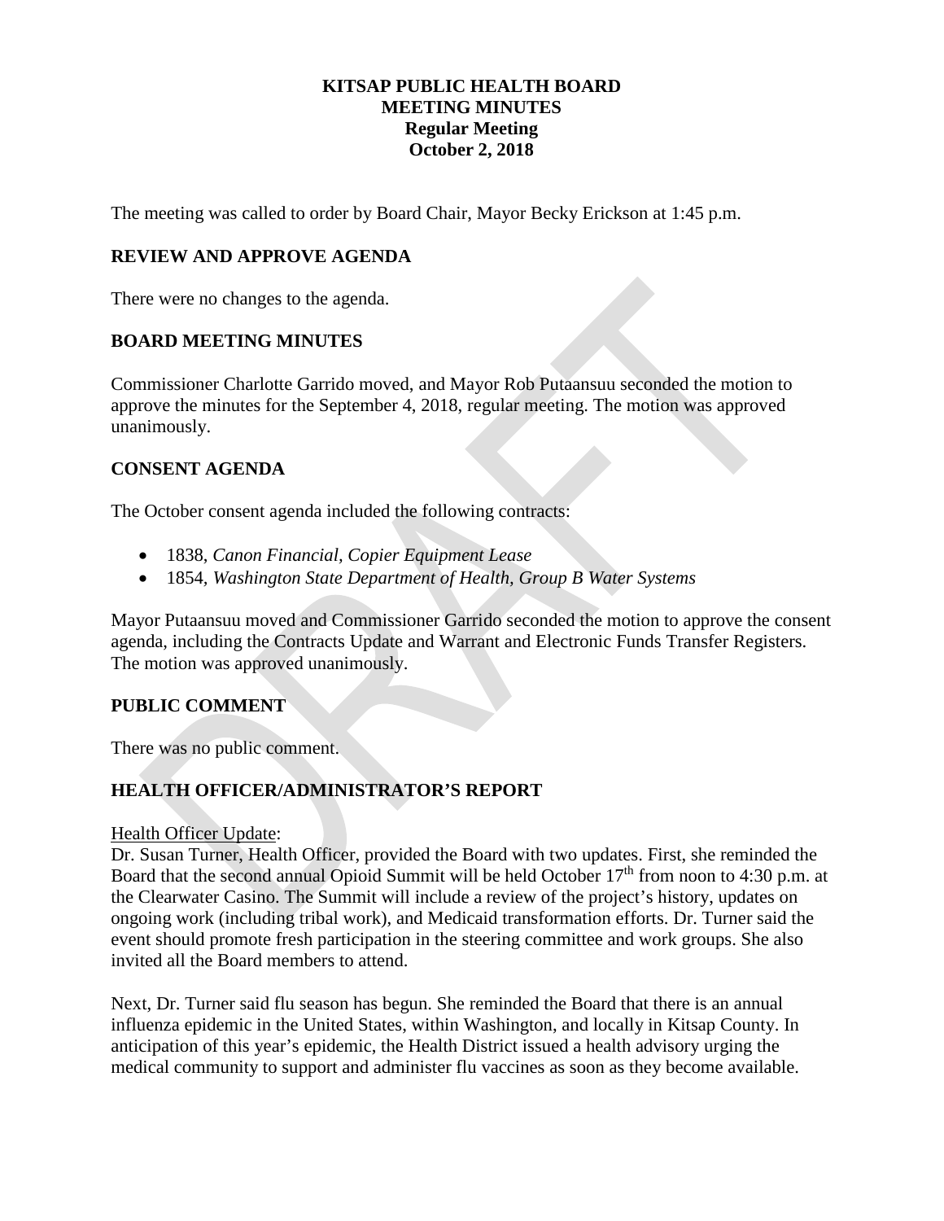**KITSAP PUBLIC HEALTH BOARD**
**MEETING MINUTES**
**Regular Meeting**
**October 2, 2018**

The meeting was called to order by Board Chair, Mayor Becky Erickson at 1:45 p.m.

## REVIEW AND APPROVE AGENDA

There were no changes to the agenda.

## BOARD MEETING MINUTES

Commissioner Charlotte Garrido moved, and Mayor Rob Putaansuu seconded the motion to approve the minutes for the September 4, 2018, regular meeting. The motion was approved unanimously.

## CONSENT AGENDA

The October consent agenda included the following contracts:

- 1838, *Canon Financial, Copier Equipment Lease*
- 1854, *Washington State Department of Health, Group B Water Systems*

Mayor Putaansuu moved and Commissioner Garrido seconded the motion to approve the consent agenda, including the Contracts Update and Warrant and Electronic Funds Transfer Registers. The motion was approved unanimously.

## PUBLIC COMMENT

There was no public comment.

## HEALTH OFFICER/ADMINISTRATOR'S REPORT

Health Officer Update:
Dr. Susan Turner, Health Officer, provided the Board with two updates. First, she reminded the Board that the second annual Opioid Summit will be held October 17th from noon to 4:30 p.m. at the Clearwater Casino. The Summit will include a review of the project's history, updates on ongoing work (including tribal work), and Medicaid transformation efforts. Dr. Turner said the event should promote fresh participation in the steering committee and work groups. She also invited all the Board members to attend.

Next, Dr. Turner said flu season has begun. She reminded the Board that there is an annual influenza epidemic in the United States, within Washington, and locally in Kitsap County. In anticipation of this year's epidemic, the Health District issued a health advisory urging the medical community to support and administer flu vaccines as soon as they become available.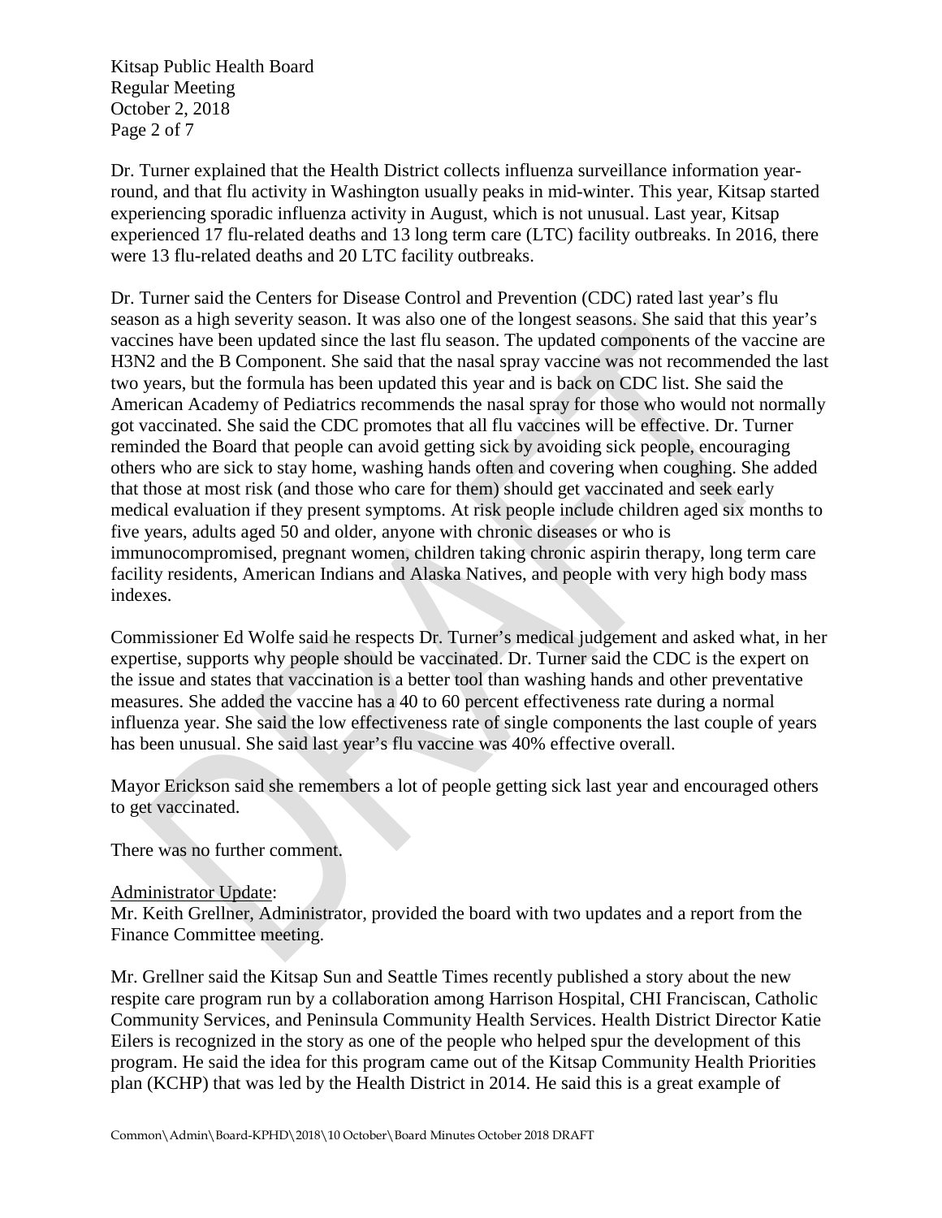Dr. Turner explained that the Health District collects influenza surveillance information year-round, and that flu activity in Washington usually peaks in mid-winter. This year, Kitsap started experiencing sporadic influenza activity in August, which is not unusual. Last year, Kitsap experienced 17 flu-related deaths and 13 long term care (LTC) facility outbreaks. In 2016, there were 13 flu-related deaths and 20 LTC facility outbreaks.

Dr. Turner said the Centers for Disease Control and Prevention (CDC) rated last year's flu season as a high severity season. It was also one of the longest seasons. She said that this year's vaccines have been updated since the last flu season. The updated components of the vaccine are H3N2 and the B Component. She said that the nasal spray vaccine was not recommended the last two years, but the formula has been updated this year and is back on CDC list. She said the American Academy of Pediatrics recommends the nasal spray for those who would not normally got vaccinated. She said the CDC promotes that all flu vaccines will be effective. Dr. Turner reminded the Board that people can avoid getting sick by avoiding sick people, encouraging others who are sick to stay home, washing hands often and covering when coughing. She added that those at most risk (and those who care for them) should get vaccinated and seek early medical evaluation if they present symptoms. At risk people include children aged six months to five years, adults aged 50 and older, anyone with chronic diseases or who is immunocompromised, pregnant women, children taking chronic aspirin therapy, long term care facility residents, American Indians and Alaska Natives, and people with very high body mass indexes.

Commissioner Ed Wolfe said he respects Dr. Turner's medical judgement and asked what, in her expertise, supports why people should be vaccinated. Dr. Turner said the CDC is the expert on the issue and states that vaccination is a better tool than washing hands and other preventative measures. She added the vaccine has a 40 to 60 percent effectiveness rate during a normal influenza year. She said the low effectiveness rate of single components the last couple of years has been unusual. She said last year's flu vaccine was 40% effective overall.

Mayor Erickson said she remembers a lot of people getting sick last year and encouraged others to get vaccinated.

There was no further comment.

Administrator Update:

Mr. Keith Grellner, Administrator, provided the board with two updates and a report from the Finance Committee meeting.

Mr. Grellner said the Kitsap Sun and Seattle Times recently published a story about the new respite care program run by a collaboration among Harrison Hospital, CHI Franciscan, Catholic Community Services, and Peninsula Community Health Services. Health District Director Katie Eilers is recognized in the story as one of the people who helped spur the development of this program. He said the idea for this program came out of the Kitsap Community Health Priorities plan (KCHP) that was led by the Health District in 2014. He said this is a great example of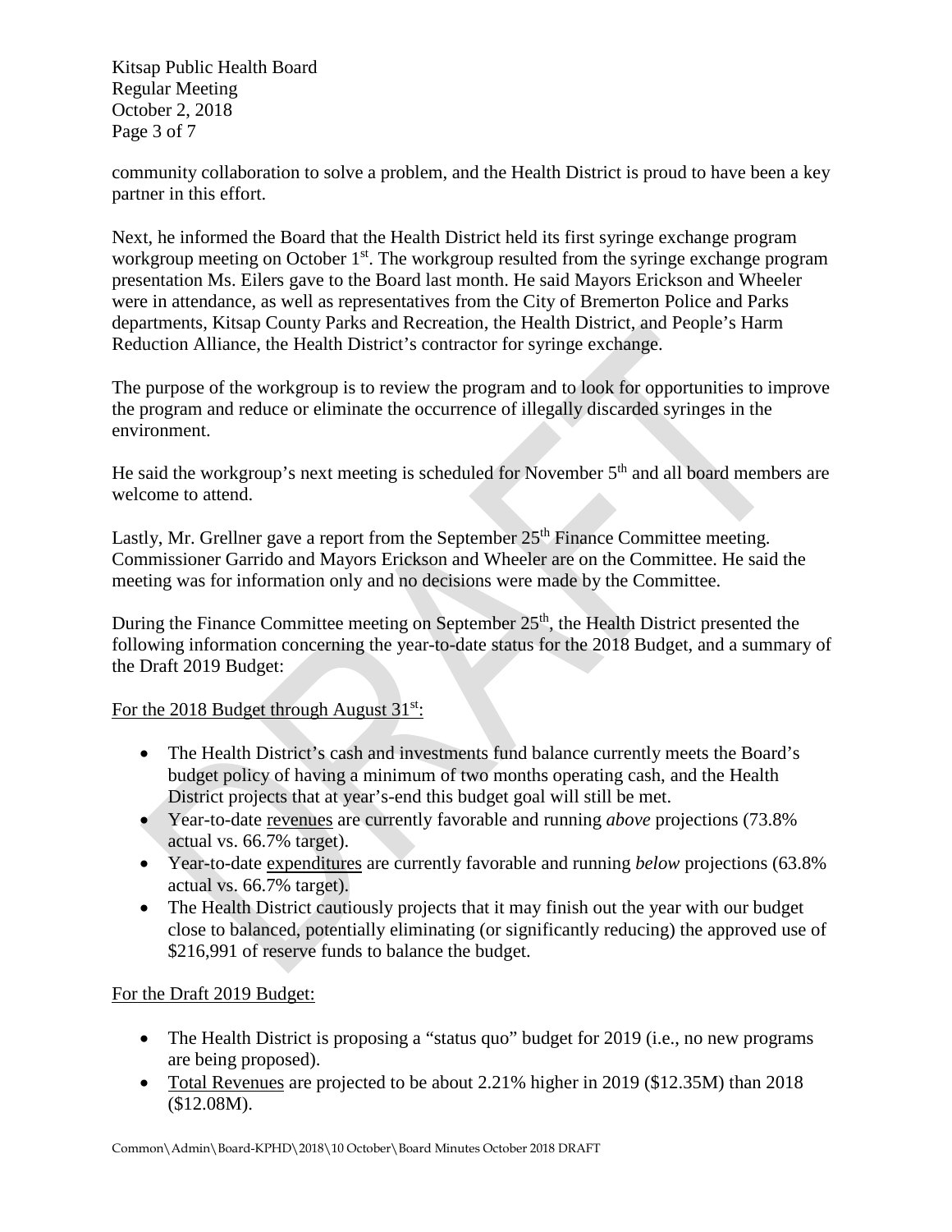community collaboration to solve a problem, and the Health District is proud to have been a key partner in this effort.

Next, he informed the Board that the Health District held its first syringe exchange program workgroup meeting on October 1st. The workgroup resulted from the syringe exchange program presentation Ms. Eilers gave to the Board last month. He said Mayors Erickson and Wheeler were in attendance, as well as representatives from the City of Bremerton Police and Parks departments, Kitsap County Parks and Recreation, the Health District, and People's Harm Reduction Alliance, the Health District's contractor for syringe exchange.

The purpose of the workgroup is to review the program and to look for opportunities to improve the program and reduce or eliminate the occurrence of illegally discarded syringes in the environment.

He said the workgroup's next meeting is scheduled for November 5th and all board members are welcome to attend.

Lastly, Mr. Grellner gave a report from the September 25th Finance Committee meeting. Commissioner Garrido and Mayors Erickson and Wheeler are on the Committee. He said the meeting was for information only and no decisions were made by the Committee.

During the Finance Committee meeting on September 25th, the Health District presented the following information concerning the year-to-date status for the 2018 Budget, and a summary of the Draft 2019 Budget:

<u>For the 2018 Budget through August 31st:</u>

- The Health District's cash and investments fund balance currently meets the Board's budget policy of having a minimum of two months operating cash, and the Health District projects that at year's-end this budget goal will still be met.
- Year-to-date <u>revenues</u> are currently favorable and running *above* projections (73.8% actual vs. 66.7% target).
- Year-to-date <u>expenditures</u> are currently favorable and running *below* projections (63.8% actual vs. 66.7% target).
- The Health District cautiously projects that it may finish out the year with our budget close to balanced, potentially eliminating (or significantly reducing) the approved use of $216,991 of reserve funds to balance the budget.

<u>For the Draft 2019 Budget:</u>

- The Health District is proposing a "status quo" budget for 2019 (i.e., no new programs are being proposed).
- <u>Total Revenues</u> are projected to be about 2.21% higher in 2019 ($12.35M) than 2018 ($12.08M).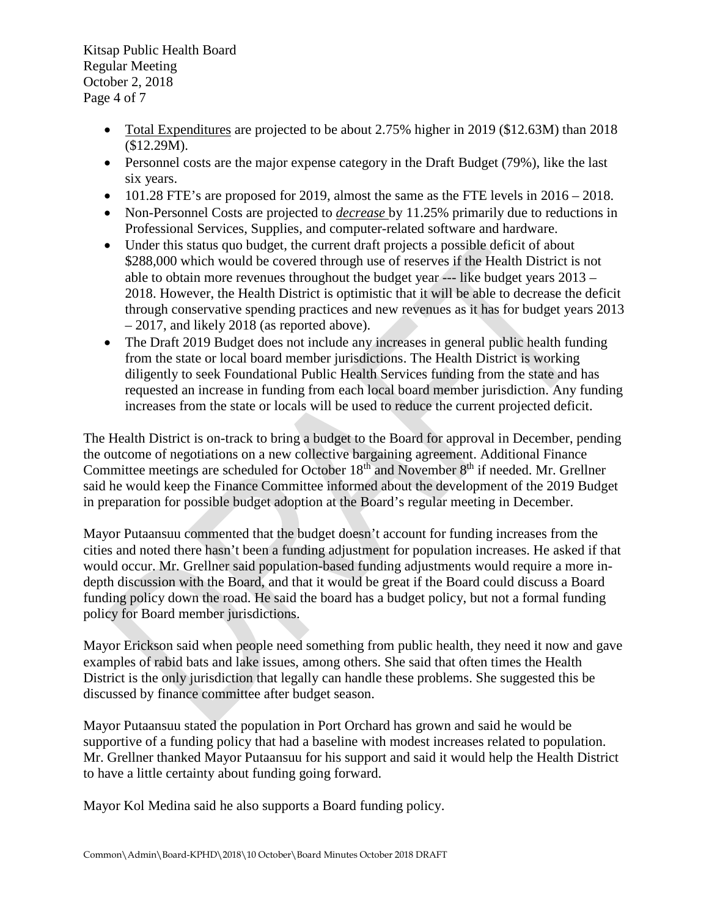- Total Expenditures are projected to be about 2.75% higher in 2019 ($12.63M) than 2018 ($12.29M).
- Personnel costs are the major expense category in the Draft Budget (79%), like the last six years.
- 101.28 FTE's are proposed for 2019, almost the same as the FTE levels in 2016 – 2018.
- Non-Personnel Costs are projected to ***decrease*** by 11.25% primarily due to reductions in Professional Services, Supplies, and computer-related software and hardware.
- Under this status quo budget, the current draft projects a possible deficit of about $288,000 which would be covered through use of reserves if the Health District is not able to obtain more revenues throughout the budget year --- like budget years 2013 – 2018. However, the Health District is optimistic that it will be able to decrease the deficit through conservative spending practices and new revenues as it has for budget years 2013 – 2017, and likely 2018 (as reported above).
- The Draft 2019 Budget does not include any increases in general public health funding from the state or local board member jurisdictions. The Health District is working diligently to seek Foundational Public Health Services funding from the state and has requested an increase in funding from each local board member jurisdiction. Any funding increases from the state or locals will be used to reduce the current projected deficit.

The Health District is on-track to bring a budget to the Board for approval in December, pending the outcome of negotiations on a new collective bargaining agreement. Additional Finance Committee meetings are scheduled for October 18th and November 8th if needed. Mr. Grellner said he would keep the Finance Committee informed about the development of the 2019 Budget in preparation for possible budget adoption at the Board's regular meeting in December.

Mayor Putaansuu commented that the budget doesn't account for funding increases from the cities and noted there hasn't been a funding adjustment for population increases. He asked if that would occur. Mr. Grellner said population-based funding adjustments would require a more in-depth discussion with the Board, and that it would be great if the Board could discuss a Board funding policy down the road. He said the board has a budget policy, but not a formal funding policy for Board member jurisdictions.

Mayor Erickson said when people need something from public health, they need it now and gave examples of rabid bats and lake issues, among others. She said that often times the Health District is the only jurisdiction that legally can handle these problems. She suggested this be discussed by finance committee after budget season.

Mayor Putaansuu stated the population in Port Orchard has grown and said he would be supportive of a funding policy that had a baseline with modest increases related to population. Mr. Grellner thanked Mayor Putaansuu for his support and said it would help the Health District to have a little certainty about funding going forward.

Mayor Kol Medina said he also supports a Board funding policy.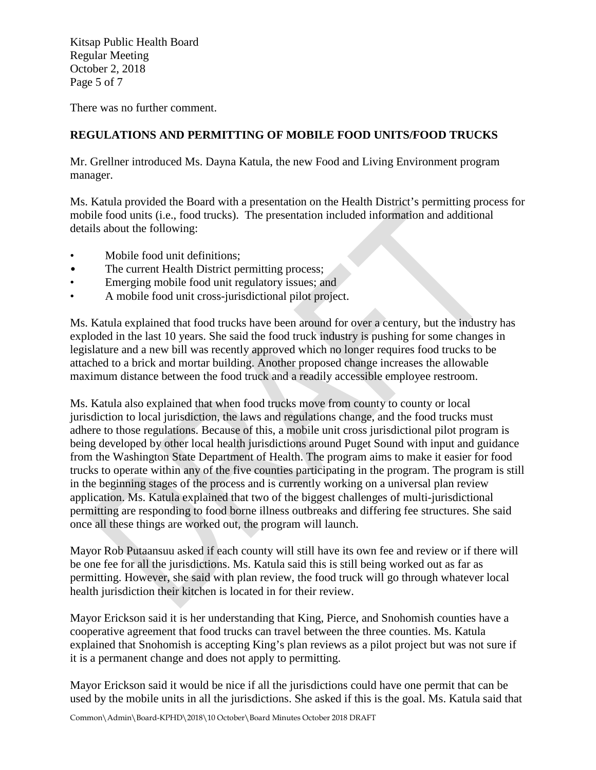There was no further comment.

**REGULATIONS AND PERMITTING OF MOBILE FOOD UNITS/FOOD TRUCKS**

Mr. Grellner introduced Ms. Dayna Katula, the new Food and Living Environment program manager.

Ms. Katula provided the Board with a presentation on the Health District's permitting process for mobile food units (i.e., food trucks). The presentation included information and additional details about the following:

- Mobile food unit definitions;
- The current Health District permitting process;
- Emerging mobile food unit regulatory issues; and
- A mobile food unit cross-jurisdictional pilot project.

Ms. Katula explained that food trucks have been around for over a century, but the industry has exploded in the last 10 years. She said the food truck industry is pushing for some changes in legislature and a new bill was recently approved which no longer requires food trucks to be attached to a brick and mortar building. Another proposed change increases the allowable maximum distance between the food truck and a readily accessible employee restroom.

Ms. Katula also explained that when food trucks move from county to county or local jurisdiction to local jurisdiction, the laws and regulations change, and the food trucks must adhere to those regulations. Because of this, a mobile unit cross jurisdictional pilot program is being developed by other local health jurisdictions around Puget Sound with input and guidance from the Washington State Department of Health. The program aims to make it easier for food trucks to operate within any of the five counties participating in the program. The program is still in the beginning stages of the process and is currently working on a universal plan review application. Ms. Katula explained that two of the biggest challenges of multi-jurisdictional permitting are responding to food borne illness outbreaks and differing fee structures. She said once all these things are worked out, the program will launch.

Mayor Rob Putaansuu asked if each county will still have its own fee and review or if there will be one fee for all the jurisdictions. Ms. Katula said this is still being worked out as far as permitting. However, she said with plan review, the food truck will go through whatever local health jurisdiction their kitchen is located in for their review.

Mayor Erickson said it is her understanding that King, Pierce, and Snohomish counties have a cooperative agreement that food trucks can travel between the three counties. Ms. Katula explained that Snohomish is accepting King's plan reviews as a pilot project but was not sure if it is a permanent change and does not apply to permitting.

Mayor Erickson said it would be nice if all the jurisdictions could have one permit that can be used by the mobile units in all the jurisdictions. She asked if this is the goal. Ms. Katula said that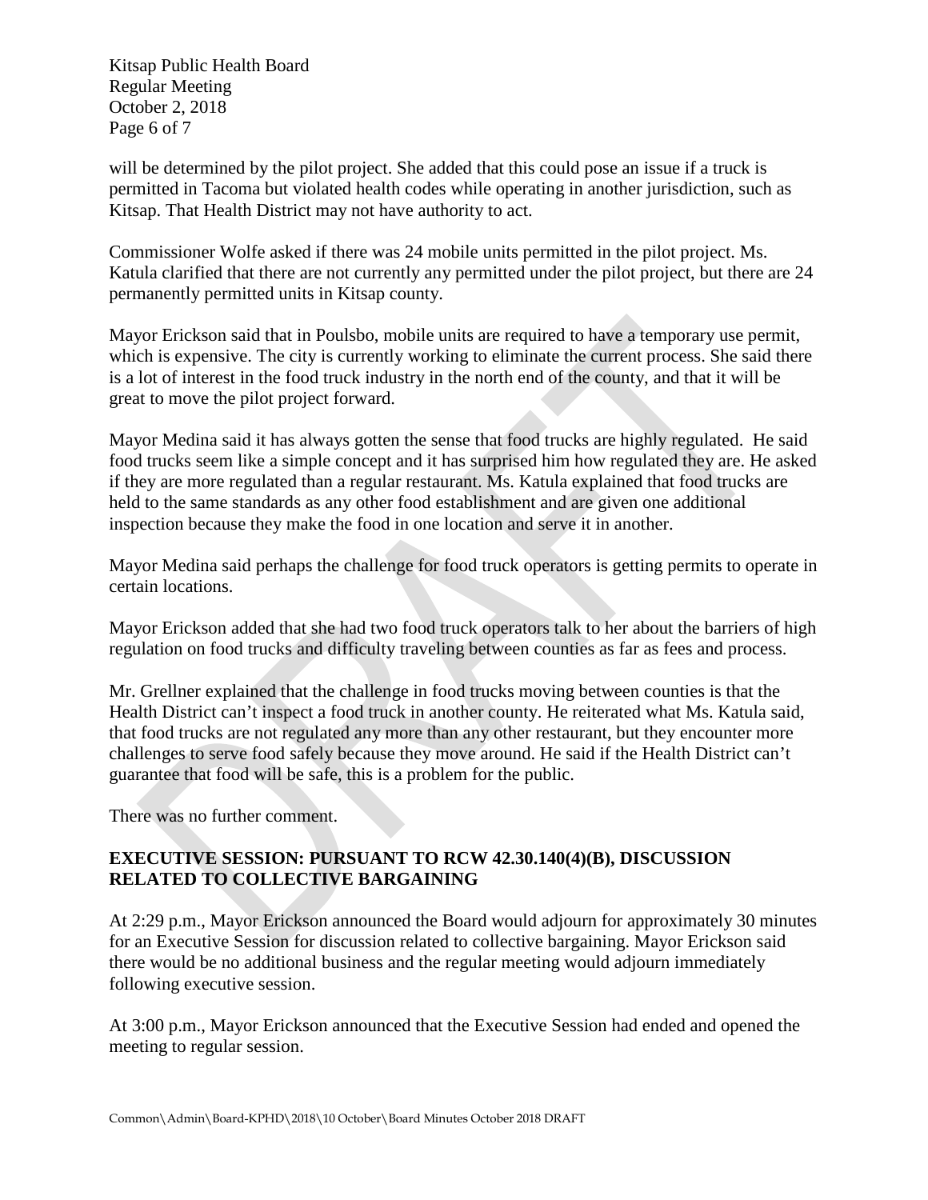will be determined by the pilot project. She added that this could pose an issue if a truck is permitted in Tacoma but violated health codes while operating in another jurisdiction, such as Kitsap. That Health District may not have authority to act.

Commissioner Wolfe asked if there was 24 mobile units permitted in the pilot project. Ms. Katula clarified that there are not currently any permitted under the pilot project, but there are 24 permanently permitted units in Kitsap county.

Mayor Erickson said that in Poulsbo, mobile units are required to have a temporary use permit, which is expensive. The city is currently working to eliminate the current process. She said there is a lot of interest in the food truck industry in the north end of the county, and that it will be great to move the pilot project forward.

Mayor Medina said it has always gotten the sense that food trucks are highly regulated. He said food trucks seem like a simple concept and it has surprised him how regulated they are. He asked if they are more regulated than a regular restaurant. Ms. Katula explained that food trucks are held to the same standards as any other food establishment and are given one additional inspection because they make the food in one location and serve it in another.

Mayor Medina said perhaps the challenge for food truck operators is getting permits to operate in certain locations.

Mayor Erickson added that she had two food truck operators talk to her about the barriers of high regulation on food trucks and difficulty traveling between counties as far as fees and process.

Mr. Grellner explained that the challenge in food trucks moving between counties is that the Health District can't inspect a food truck in another county. He reiterated what Ms. Katula said, that food trucks are not regulated any more than any other restaurant, but they encounter more challenges to serve food safely because they move around. He said if the Health District can't guarantee that food will be safe, this is a problem for the public.

There was no further comment.

## EXECUTIVE SESSION: PURSUANT TO RCW 42.30.140(4)(B), DISCUSSION RELATED TO COLLECTIVE BARGAINING

At 2:29 p.m., Mayor Erickson announced the Board would adjourn for approximately 30 minutes for an Executive Session for discussion related to collective bargaining. Mayor Erickson said there would be no additional business and the regular meeting would adjourn immediately following executive session.

At 3:00 p.m., Mayor Erickson announced that the Executive Session had ended and opened the meeting to regular session.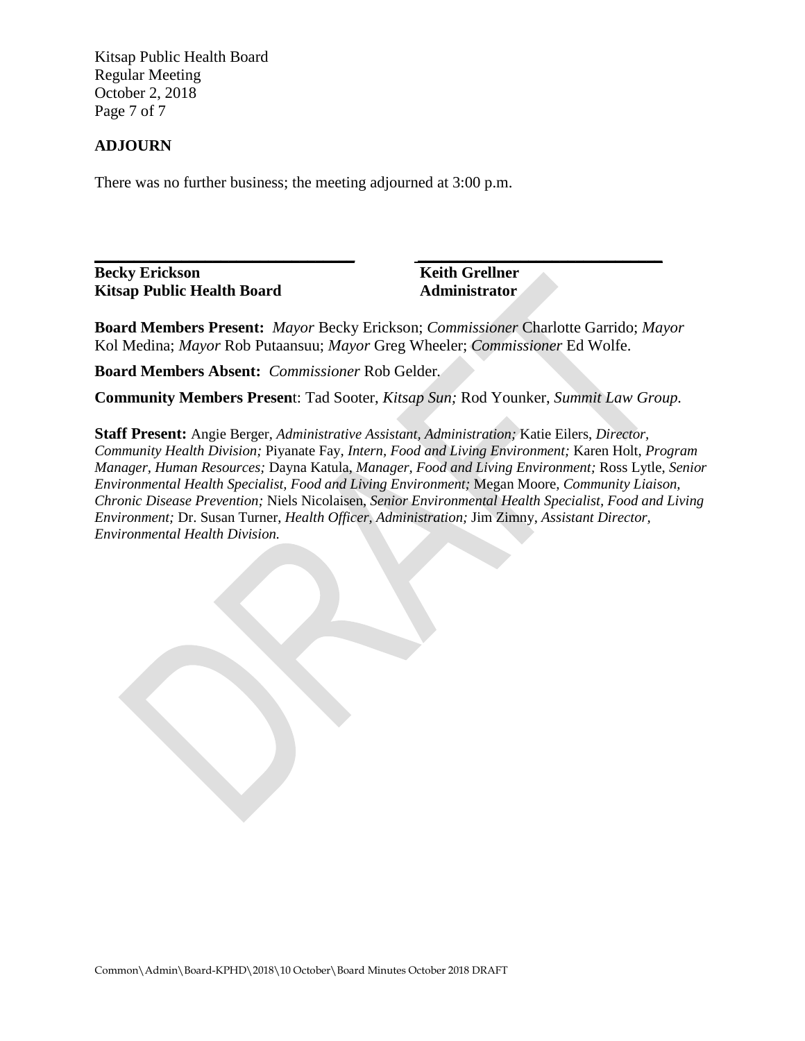## ADJOURN

There was no further business; the meeting adjourned at 3:00 p.m.

_____________________________ _____________________________

**Becky Erickson** **Keith Grellner**
**Kitsap Public Health Board** **Administrator**

**Board Members Present:** *Mayor* Becky Erickson; *Commissioner* Charlotte Garrido; *Mayor* Kol Medina; *Mayor* Rob Putaansuu; *Mayor* Greg Wheeler; *Commissioner* Ed Wolfe.

**Board Members Absent:** *Commissioner* Rob Gelder.

**Community Members Present**: Tad Sooter, *Kitsap Sun;* Rod Younker, *Summit Law Group.*

**Staff Present:** Angie Berger, *Administrative Assistant, Administration;* Katie Eilers, *Director, Community Health Division;* Piyanate Fay, *Intern, Food and Living Environment;* Karen Holt, *Program Manager, Human Resources;* Dayna Katula, *Manager, Food and Living Environment;* Ross Lytle, *Senior Environmental Health Specialist, Food and Living Environment;* Megan Moore, *Community Liaison, Chronic Disease Prevention;* Niels Nicolaisen, *Senior Environmental Health Specialist, Food and Living Environment;* Dr. Susan Turner, *Health Officer, Administration;* Jim Zimny, *Assistant Director, Environmental Health Division.*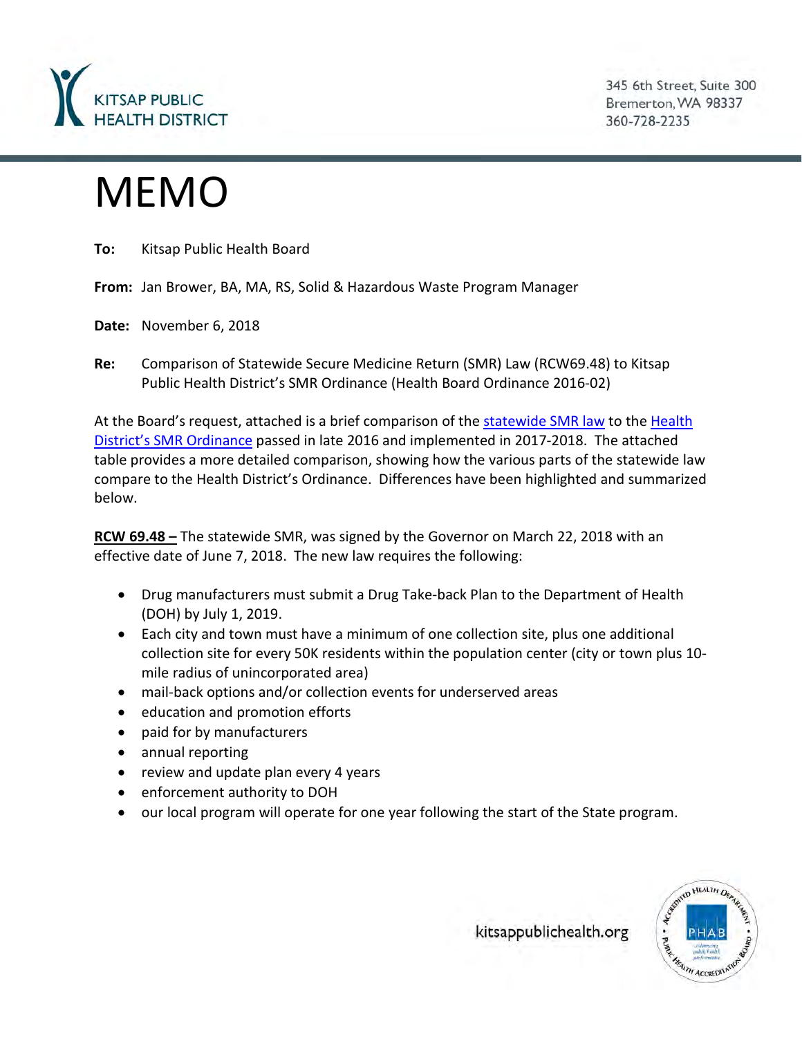KITSAP PUBLIC HEALTH DISTRICT

345 6th Street, Suite 300
Bremerton, WA 98337
360-728-2235

# MEMO

**To:** Kitsap Public Health Board

**From:** Jan Brower, BA, MA, RS, Solid & Hazardous Waste Program Manager

**Date:** November 6, 2018

**Re:** Comparison of Statewide Secure Medicine Return (SMR) Law (RCW69.48) to Kitsap Public Health District's SMR Ordinance (Health Board Ordinance 2016-02)

At the Board's request, attached is a brief comparison of the statewide SMR law to the Health District's SMR Ordinance passed in late 2016 and implemented in 2017-2018. The attached table provides a more detailed comparison, showing how the various parts of the statewide law compare to the Health District's Ordinance. Differences have been highlighted and summarized below.

**RCW 69.48 –** The statewide SMR, was signed by the Governor on March 22, 2018 with an effective date of June 7, 2018. The new law requires the following:

- Drug manufacturers must submit a Drug Take-back Plan to the Department of Health (DOH) by July 1, 2019.
- Each city and town must have a minimum of one collection site, plus one additional collection site for every 50K residents within the population center (city or town plus 10-mile radius of unincorporated area)
- mail-back options and/or collection events for underserved areas
- education and promotion efforts
- paid for by manufacturers
- annual reporting
- review and update plan every 4 years
- enforcement authority to DOH
- our local program will operate for one year following the start of the State program.

kitsappublichealth.org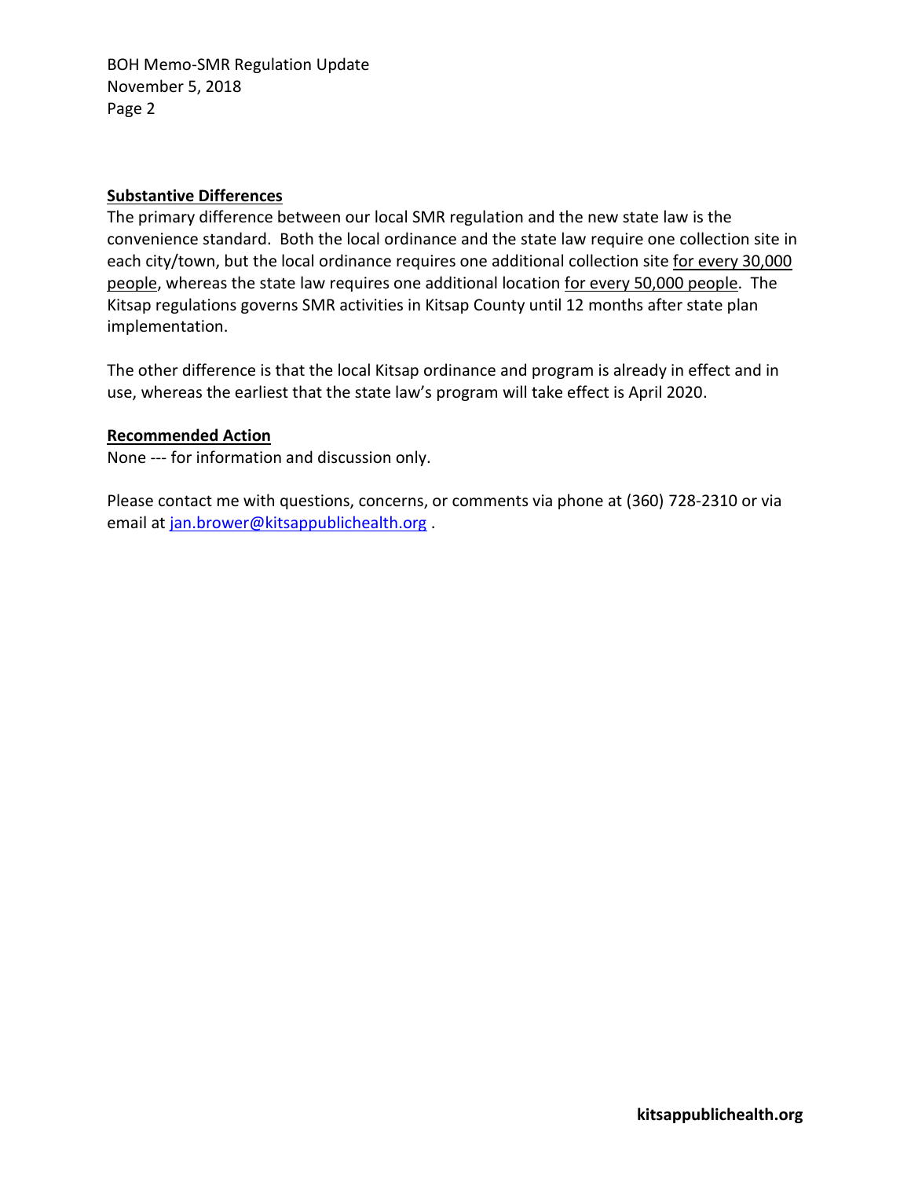**Substantive Differences**

The primary difference between our local SMR regulation and the new state law is the convenience standard. Both the local ordinance and the state law require one collection site in each city/town, but the local ordinance requires one additional collection site for every 30,000 people, whereas the state law requires one additional location for every 50,000 people. The Kitsap regulations governs SMR activities in Kitsap County until 12 months after state plan implementation.

The other difference is that the local Kitsap ordinance and program is already in effect and in use, whereas the earliest that the state law's program will take effect is April 2020.

**Recommended Action**

None --- for information and discussion only.

Please contact me with questions, concerns, or comments via phone at (360) 728-2310 or via email at jan.brower@kitsappublichealth.org .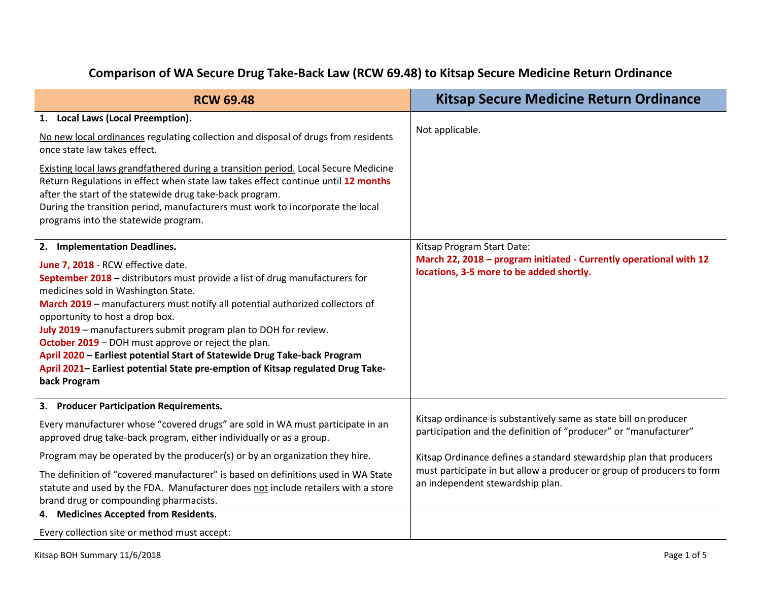## Comparison of WA Secure Drug Take-Back Law (RCW 69.48) to Kitsap Secure Medicine Return Ordinance

| RCW 69.48 | Kitsap Secure Medicine Return Ordinance |
| --- | --- |
| **1. Local Laws (Local Preemption).**<br><br>No new local ordinances regulating collection and disposal of drugs from residents once state law takes effect.<br><br>Existing local laws grandfathered during a transition period. Local Secure Medicine Return Regulations in effect when state law takes effect continue until **12 months** after the start of the statewide drug take-back program.<br>During the transition period, manufacturers must work to incorporate the local programs into the statewide program. | Not applicable. |
| **2. Implementation Deadlines.**<br><br>**June 7, 2018** - RCW effective date.<br>**September 2018** – distributors must provide a list of drug manufacturers for medicines sold in Washington State.<br>**March 2019** – manufacturers must notify all potential authorized collectors of opportunity to host a drop box.<br>**July 2019** – manufacturers submit program plan to DOH for review.<br>**October 2019** – DOH must approve or reject the plan.<br>**April 2020 – Earliest potential Start of Statewide Drug Take-back Program**<br>**April 2021– Earliest potential State pre-emption of Kitsap regulated Drug Take-back Program** | Kitsap Program Start Date:<br>**March 22, 2018 – program initiated - Currently operational with 12 locations, 3-5 more to be added shortly.** |
| **3. Producer Participation Requirements.**<br><br>Every manufacturer whose "covered drugs" are sold in WA must participate in an approved drug take-back program, either individually or as a group.<br><br>Program may be operated by the producer(s) or by an organization they hire.<br><br>The definition of "covered manufacturer" is based on definitions used in WA State statute and used by the FDA. Manufacturer does not include retailers with a store brand drug or compounding pharmacists. | Kitsap ordinance is substantively same as state bill on producer participation and the definition of "producer" or "manufacturer"<br><br>Kitsap Ordinance defines a standard stewardship plan that producers must participate in but allow a producer or group of producers to form an independent stewardship plan. |
| **4. Medicines Accepted from Residents.**<br><br>Every collection site or method must accept: | |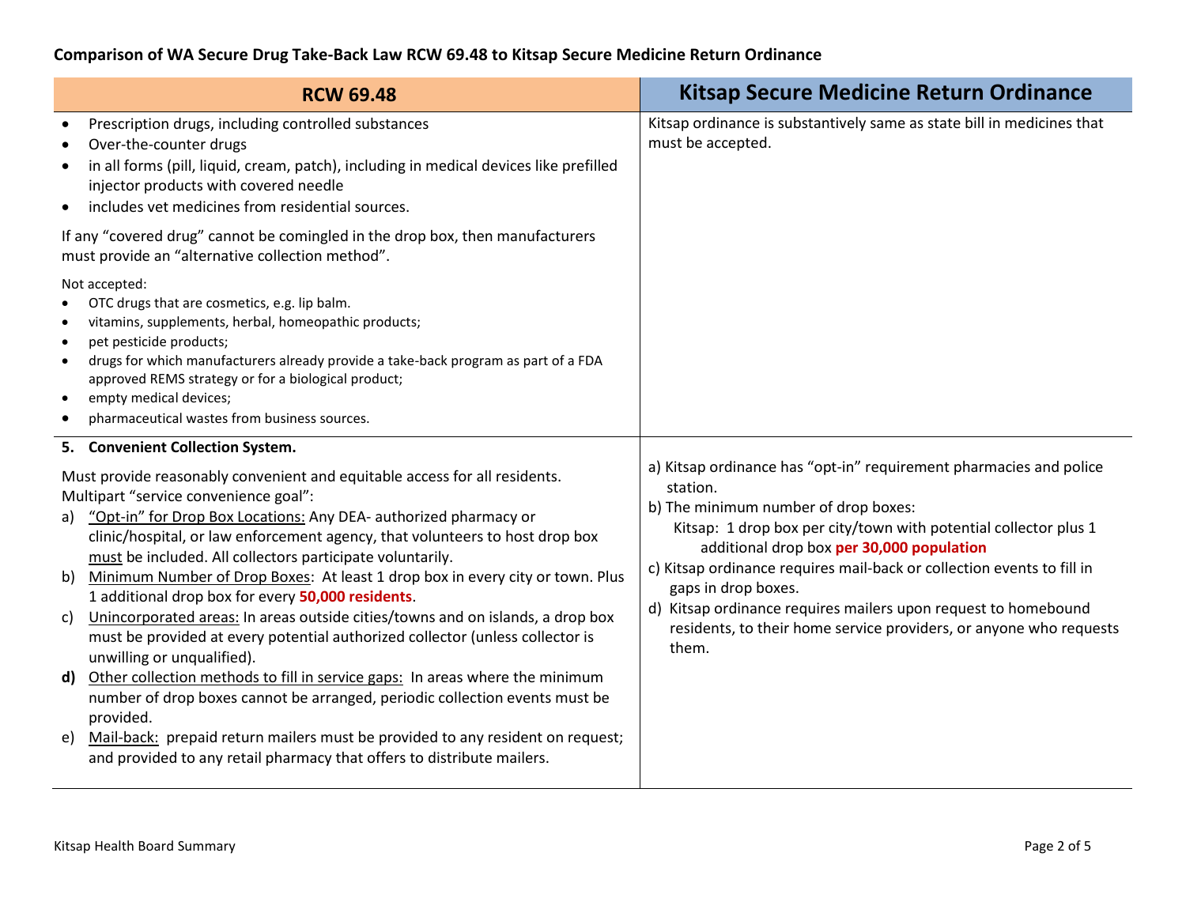## Comparison of WA Secure Drug Take-Back Law RCW 69.48 to Kitsap Secure Medicine Return Ordinance

| RCW 69.48 | Kitsap Secure Medicine Return Ordinance |
| --- | --- |
| • Prescription drugs, including controlled substances<br>• Over-the-counter drugs<br>• in all forms (pill, liquid, cream, patch), including in medical devices like prefilled injector products with covered needle<br>• includes vet medicines from residential sources.<br><br>If any "covered drug" cannot be comingled in the drop box, then manufacturers must provide an "alternative collection method".<br><br>Not accepted:<br>• OTC drugs that are cosmetics, e.g. lip balm.<br>• vitamins, supplements, herbal, homeopathic products;<br>• pet pesticide products;<br>• drugs for which manufacturers already provide a take-back program as part of a FDA approved REMS strategy or for a biological product;<br>• empty medical devices;<br>• pharmaceutical wastes from business sources. | Kitsap ordinance is substantively same as state bill in medicines that must be accepted. |
| **5. Convenient Collection System.**<br><br>Must provide reasonably convenient and equitable access for all residents. Multipart "service convenience goal":<br>a) <u>"Opt-in" for Drop Box Locations:</u> Any DEA- authorized pharmacy or clinic/hospital, or law enforcement agency, that volunteers to host drop box <u>must</u> be included. All collectors participate voluntarily.<br>b) <u>Minimum Number of Drop Boxes</u>: At least 1 drop box in every city or town. Plus 1 additional drop box for every **50,000 residents**.<br>c) <u>Unincorporated areas:</u> In areas outside cities/towns and on islands, a drop box must be provided at every potential authorized collector (unless collector is unwilling or unqualified).<br>**d)** <u>Other collection methods to fill in service gaps:</u> In areas where the minimum number of drop boxes cannot be arranged, periodic collection events must be provided.<br>e) <u>Mail-back:</u> prepaid return mailers must be provided to any resident on request; and provided to any retail pharmacy that offers to distribute mailers. | a) Kitsap ordinance has "opt-in" requirement pharmacies and police station.<br>b) The minimum number of drop boxes:<br>Kitsap: 1 drop box per city/town with potential collector plus 1 additional drop box **per 30,000 population**<br>c) Kitsap ordinance requires mail-back or collection events to fill in gaps in drop boxes.<br>d) Kitsap ordinance requires mailers upon request to homebound residents, to their home service providers, or anyone who requests them. |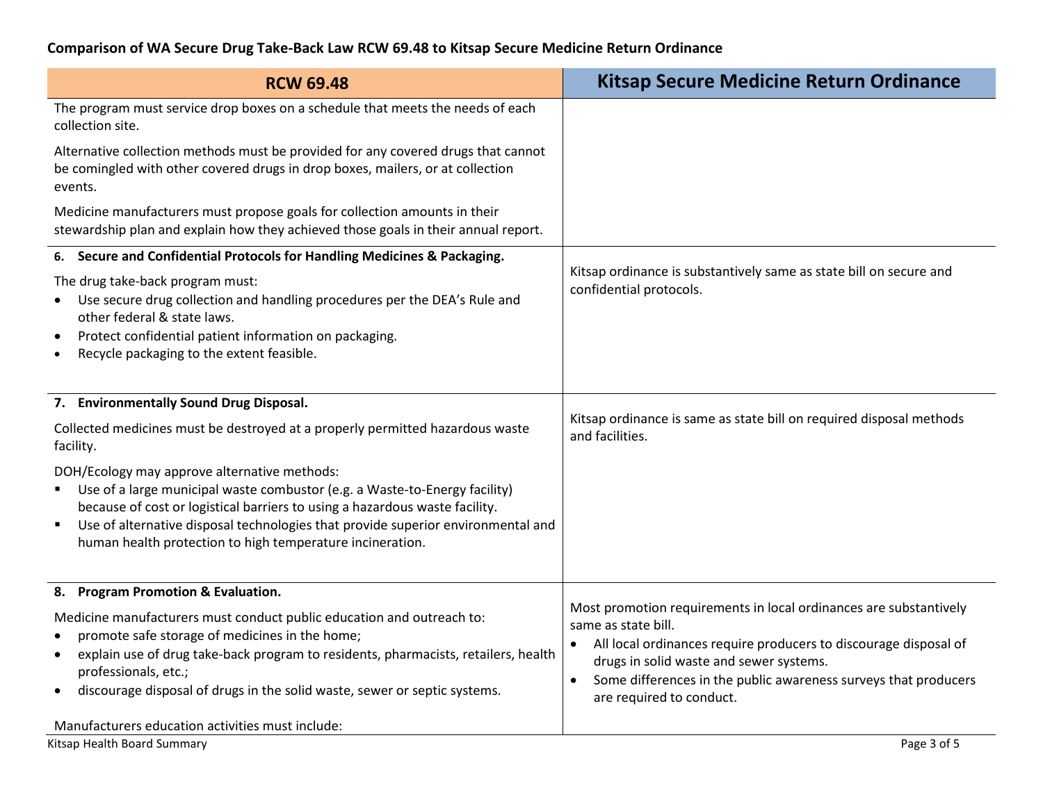**Comparison of WA Secure Drug Take-Back Law RCW 69.48 to Kitsap Secure Medicine Return Ordinance**

| RCW 69.48 | Kitsap Secure Medicine Return Ordinance |
|---|---|
| The program must service drop boxes on a schedule that meets the needs of each collection site.<br><br>Alternative collection methods must be provided for any covered drugs that cannot be comingled with other covered drugs in drop boxes, mailers, or at collection events.<br><br>Medicine manufacturers must propose goals for collection amounts in their stewardship plan and explain how they achieved those goals in their annual report. | |
| **6. Secure and Confidential Protocols for Handling Medicines & Packaging.**<br><br>The drug take-back program must:<br>• Use secure drug collection and handling procedures per the DEA's Rule and other federal & state laws.<br>• Protect confidential patient information on packaging.<br>• Recycle packaging to the extent feasible. | Kitsap ordinance is substantively same as state bill on secure and confidential protocols. |
| **7. Environmentally Sound Drug Disposal.**<br><br>Collected medicines must be destroyed at a properly permitted hazardous waste facility.<br><br>DOH/Ecology may approve alternative methods:<br>▪ Use of a large municipal waste combustor (e.g. a Waste-to-Energy facility) because of cost or logistical barriers to using a hazardous waste facility.<br>▪ Use of alternative disposal technologies that provide superior environmental and human health protection to high temperature incineration. | Kitsap ordinance is same as state bill on required disposal methods and facilities. |
| **8. Program Promotion & Evaluation.**<br><br>Medicine manufacturers must conduct public education and outreach to:<br>• promote safe storage of medicines in the home;<br>• explain use of drug take-back program to residents, pharmacists, retailers, health professionals, etc.;<br>• discourage disposal of drugs in the solid waste, sewer or septic systems.<br><br>Manufacturers education activities must include: | Most promotion requirements in local ordinances are substantively same as state bill.<br>• All local ordinances require producers to discourage disposal of drugs in solid waste and sewer systems.<br>• Some differences in the public awareness surveys that producers are required to conduct. |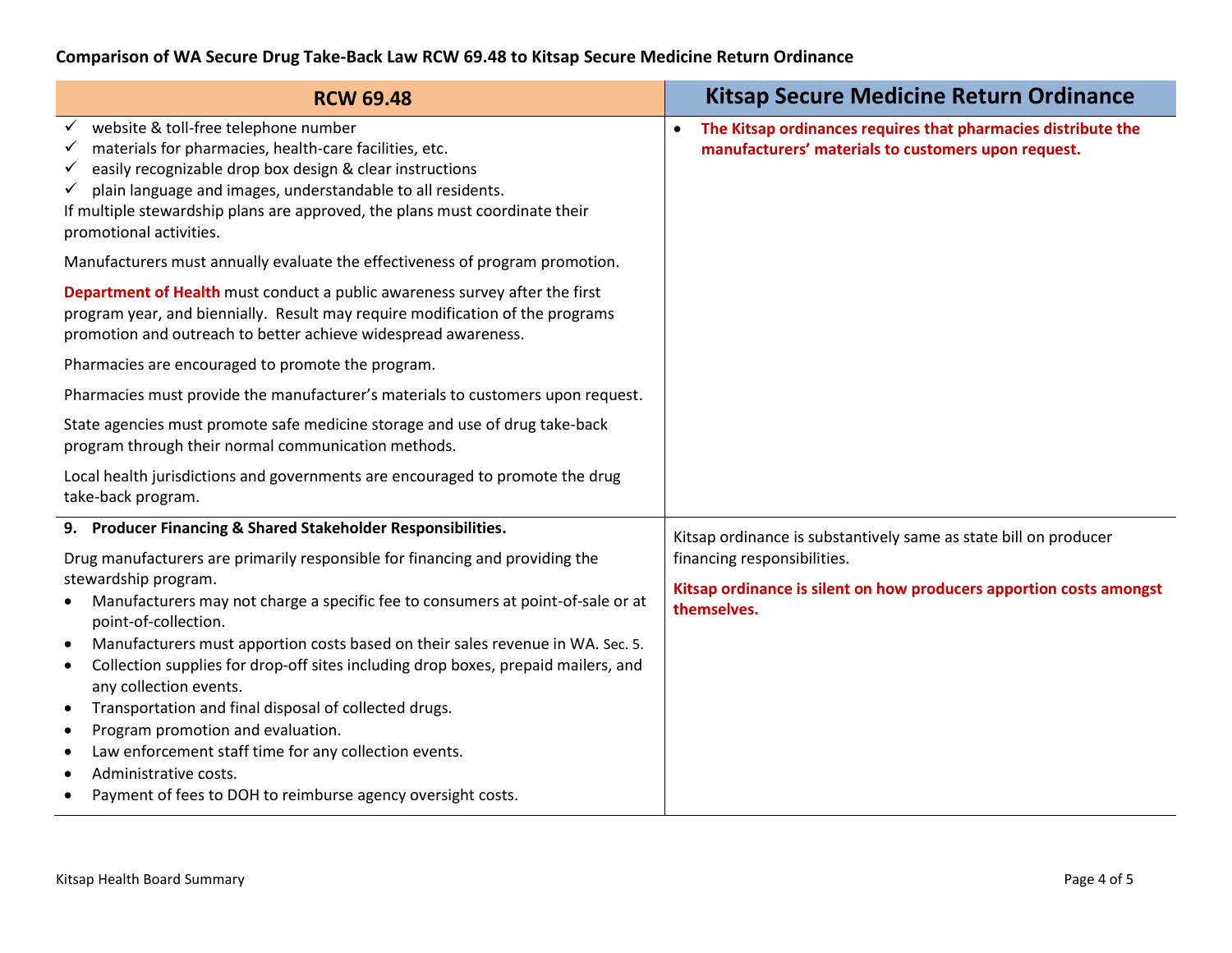## Comparison of WA Secure Drug Take-Back Law RCW 69.48 to Kitsap Secure Medicine Return Ordinance

| RCW 69.48 | Kitsap Secure Medicine Return Ordinance |
| --- | --- |
| ✓ website & toll-free telephone number<br>✓ materials for pharmacies, health-care facilities, etc.<br>✓ easily recognizable drop box design & clear instructions<br>✓ plain language and images, understandable to all residents.<br>If multiple stewardship plans are approved, the plans must coordinate their promotional activities.<br><br>Manufacturers must annually evaluate the effectiveness of program promotion.<br><br>**Department of Health** must conduct a public awareness survey after the first program year, and biennially. Result may require modification of the programs promotion and outreach to better achieve widespread awareness.<br><br>Pharmacies are encouraged to promote the program.<br><br>Pharmacies must provide the manufacturer's materials to customers upon request.<br><br>State agencies must promote safe medicine storage and use of drug take-back program through their normal communication methods.<br><br>Local health jurisdictions and governments are encouraged to promote the drug take-back program. | • **The Kitsap ordinances requires that pharmacies distribute the manufacturers' materials to customers upon request.** |
| **9. Producer Financing & Shared Stakeholder Responsibilities.**<br><br>Drug manufacturers are primarily responsible for financing and providing the stewardship program.<br>• Manufacturers may not charge a specific fee to consumers at point-of-sale or at point-of-collection.<br>• Manufacturers must apportion costs based on their sales revenue in WA. Sec. 5.<br>• Collection supplies for drop-off sites including drop boxes, prepaid mailers, and any collection events.<br>• Transportation and final disposal of collected drugs.<br>• Program promotion and evaluation.<br>• Law enforcement staff time for any collection events.<br>• Administrative costs.<br>• Payment of fees to DOH to reimburse agency oversight costs. | Kitsap ordinance is substantively same as state bill on producer financing responsibilities.<br><br>**Kitsap ordinance is silent on how producers apportion costs amongst themselves.** |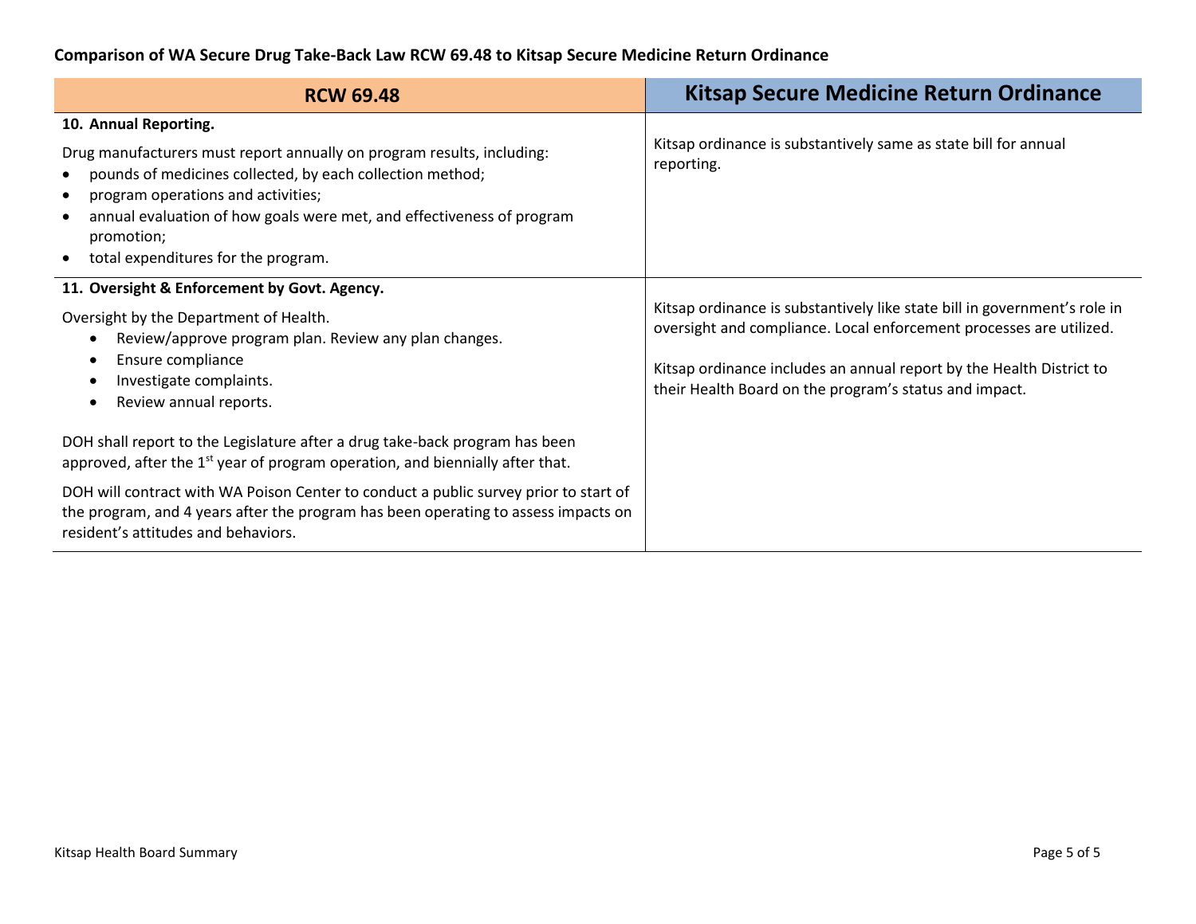**Comparison of WA Secure Drug Take-Back Law RCW 69.48 to Kitsap Secure Medicine Return Ordinance**

| RCW 69.48 | Kitsap Secure Medicine Return Ordinance |
| --- | --- |
| **10. Annual Reporting.**<br><br>Drug manufacturers must report annually on program results, including:<br>• pounds of medicines collected, by each collection method;<br>• program operations and activities;<br>• annual evaluation of how goals were met, and effectiveness of program promotion;<br>• total expenditures for the program. | Kitsap ordinance is substantively same as state bill for annual reporting. |
| **11. Oversight & Enforcement by Govt. Agency.**<br><br>Oversight by the Department of Health.<br>• Review/approve program plan. Review any plan changes.<br>• Ensure compliance<br>• Investigate complaints.<br>• Review annual reports.<br><br>DOH shall report to the Legislature after a drug take-back program has been approved, after the 1st year of program operation, and biennially after that.<br><br>DOH will contract with WA Poison Center to conduct a public survey prior to start of the program, and 4 years after the program has been operating to assess impacts on resident's attitudes and behaviors. | Kitsap ordinance is substantively like state bill in government's role in oversight and compliance. Local enforcement processes are utilized.<br><br>Kitsap ordinance includes an annual report by the Health District to their Health Board on the program's status and impact. |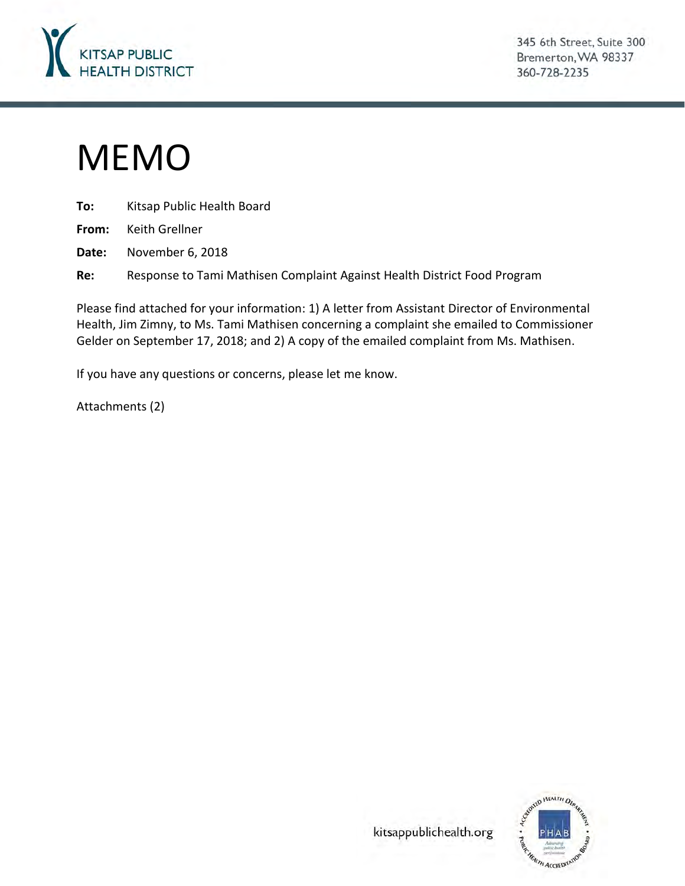KITSAP PUBLIC HEALTH DISTRICT

345 6th Street, Suite 300
Bremerton, WA 98337
360-728-2235

# MEMO

**To:** Kitsap Public Health Board

**From:** Keith Grellner

**Date:** November 6, 2018

**Re:** Response to Tami Mathisen Complaint Against Health District Food Program

Please find attached for your information: 1) A letter from Assistant Director of Environmental Health, Jim Zimny, to Ms. Tami Mathisen concerning a complaint she emailed to Commissioner Gelder on September 17, 2018; and 2) A copy of the emailed complaint from Ms. Mathisen.

If you have any questions or concerns, please let me know.

Attachments (2)

kitsappublichealth.org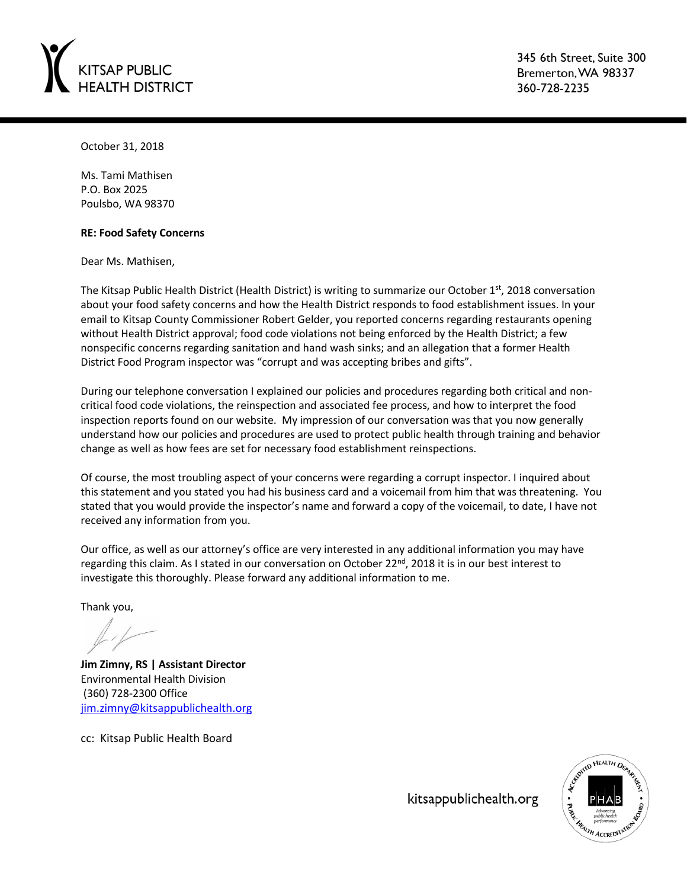KITSAP PUBLIC HEALTH DISTRICT

345 6th Street, Suite 300
Bremerton, WA 98337
360-728-2235

October 31, 2018

Ms. Tami Mathisen
P.O. Box 2025
Poulsbo, WA 98370

**RE: Food Safety Concerns**

Dear Ms. Mathisen,

The Kitsap Public Health District (Health District) is writing to summarize our October 1st, 2018 conversation about your food safety concerns and how the Health District responds to food establishment issues. In your email to Kitsap County Commissioner Robert Gelder, you reported concerns regarding restaurants opening without Health District approval; food code violations not being enforced by the Health District; a few nonspecific concerns regarding sanitation and hand wash sinks; and an allegation that a former Health District Food Program inspector was "corrupt and was accepting bribes and gifts".

During our telephone conversation I explained our policies and procedures regarding both critical and non-critical food code violations, the reinspection and associated fee process, and how to interpret the food inspection reports found on our website. My impression of our conversation was that you now generally understand how our policies and procedures are used to protect public health through training and behavior change as well as how fees are set for necessary food establishment reinspections.

Of course, the most troubling aspect of your concerns were regarding a corrupt inspector. I inquired about this statement and you stated you had his business card and a voicemail from him that was threatening. You stated that you would provide the inspector's name and forward a copy of the voicemail, to date, I have not received any information from you.

Our office, as well as our attorney's office are very interested in any additional information you may have regarding this claim. As I stated in our conversation on October 22nd, 2018 it is in our best interest to investigate this thoroughly. Please forward any additional information to me.

Thank you,

**Jim Zimny, RS | Assistant Director**
Environmental Health Division
(360) 728-2300 Office
jim.zimny@kitsappublichealth.org

cc: Kitsap Public Health Board

kitsappublichealth.org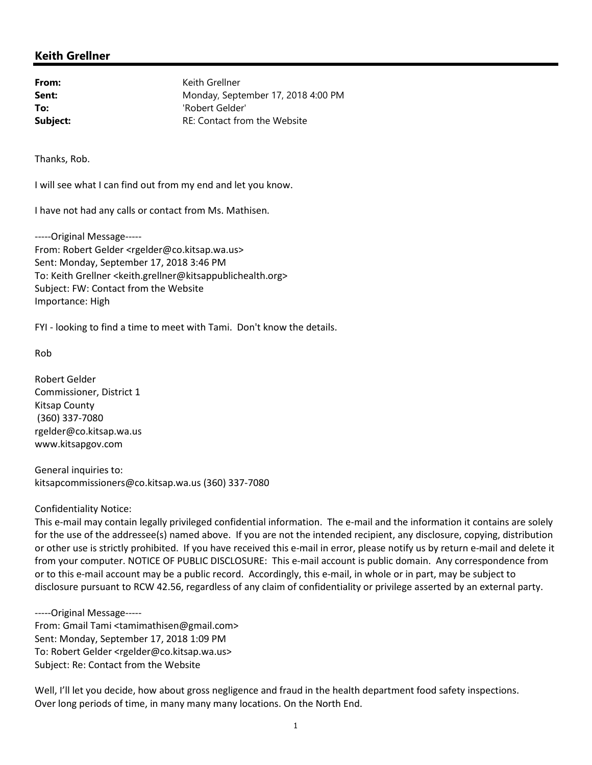## Keith Grellner

| | |
|---|---|
| **From:** | Keith Grellner |
| **Sent:** | Monday, September 17, 2018 4:00 PM |
| **To:** | 'Robert Gelder' |
| **Subject:** | RE: Contact from the Website |

Thanks, Rob.

I will see what I can find out from my end and let you know.

I have not had any calls or contact from Ms. Mathisen.

-----Original Message-----
From: Robert Gelder <rgelder@co.kitsap.wa.us>
Sent: Monday, September 17, 2018 3:46 PM
To: Keith Grellner <keith.grellner@kitsappublichealth.org>
Subject: FW: Contact from the Website
Importance: High

FYI - looking to find a time to meet with Tami. Don't know the details.

Rob

Robert Gelder
Commissioner, District 1
Kitsap County
(360) 337-7080
rgelder@co.kitsap.wa.us
www.kitsapgov.com

General inquiries to:
kitsapcommissioners@co.kitsap.wa.us (360) 337-7080

Confidentiality Notice:
This e-mail may contain legally privileged confidential information. The e-mail and the information it contains are solely for the use of the addressee(s) named above. If you are not the intended recipient, any disclosure, copying, distribution or other use is strictly prohibited. If you have received this e-mail in error, please notify us by return e-mail and delete it from your computer. NOTICE OF PUBLIC DISCLOSURE: This e-mail account is public domain. Any correspondence from or to this e-mail account may be a public record. Accordingly, this e-mail, in whole or in part, may be subject to disclosure pursuant to RCW 42.56, regardless of any claim of confidentiality or privilege asserted by an external party.

-----Original Message-----
From: Gmail Tami <tamimathisen@gmail.com>
Sent: Monday, September 17, 2018 1:09 PM
To: Robert Gelder <rgelder@co.kitsap.wa.us>
Subject: Re: Contact from the Website

Well, I'll let you decide, how about gross negligence and fraud in the health department food safety inspections. Over long periods of time, in many many many locations. On the North End.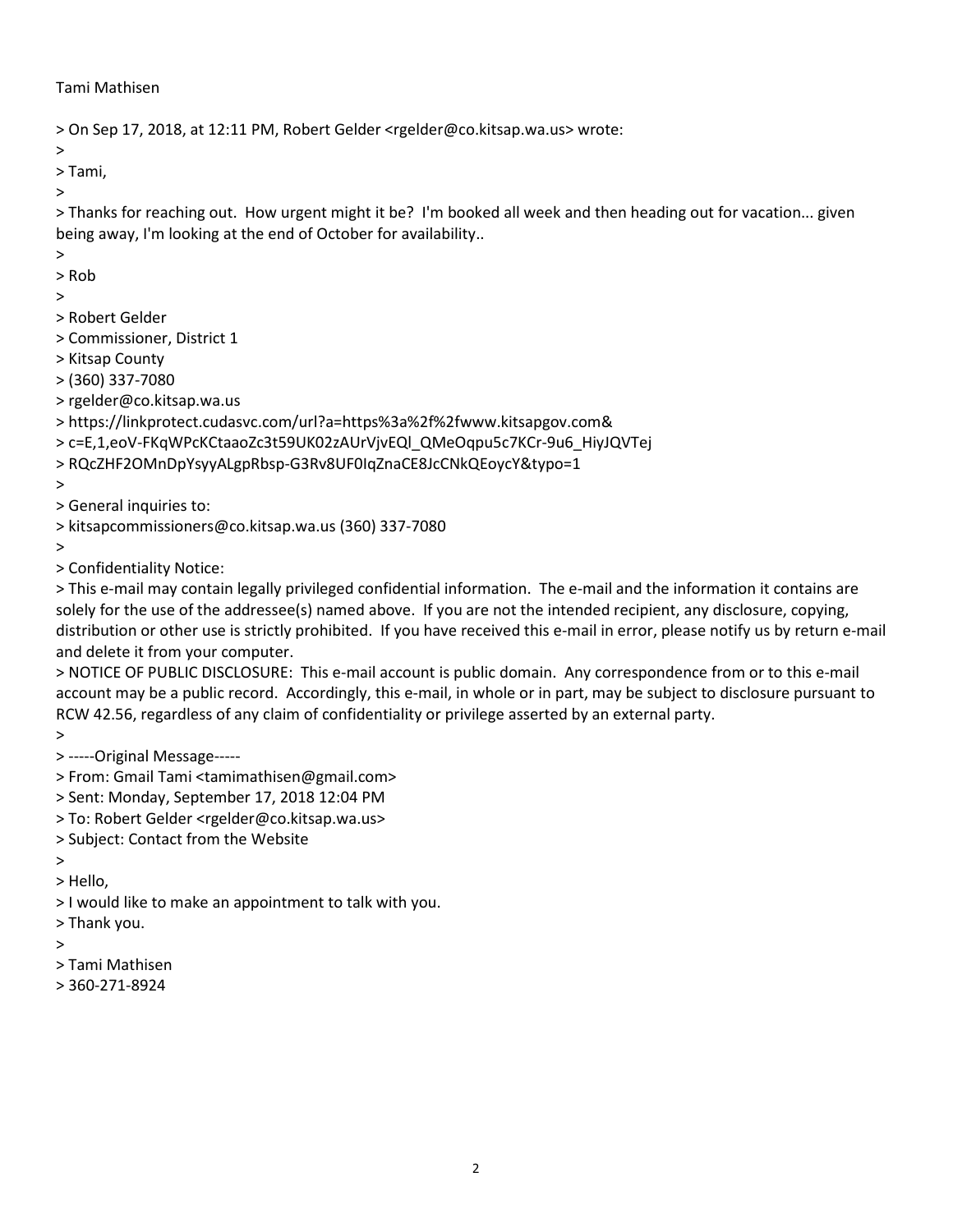Tami Mathisen

> On Sep 17, 2018, at 12:11 PM, Robert Gelder <rgelder@co.kitsap.wa.us> wrote:
>
> Tami,
>
> Thanks for reaching out. How urgent might it be? I'm booked all week and then heading out for vacation... given being away, I'm looking at the end of October for availability..
>
> Rob
>
> Robert Gelder
> Commissioner, District 1
> Kitsap County
> (360) 337-7080
> rgelder@co.kitsap.wa.us
> https://linkprotect.cudasvc.com/url?a=https%3a%2f%2fwww.kitsapgov.com&
> c=E,1,eoV-FKqWPcKCtaaoZc3t59UK02zAUrVjvEQl_QMeOqpu5c7KCr-9u6_HiyJQVTej
> RQcZHF2OMnDpYsyyALgpRbsp-G3Rv8UF0IqZnaCE8JcCNkQEoycY&typo=1
>
> General inquiries to:
> kitsapcommissioners@co.kitsap.wa.us (360) 337-7080
>
> Confidentiality Notice:
> This e-mail may contain legally privileged confidential information. The e-mail and the information it contains are solely for the use of the addressee(s) named above. If you are not the intended recipient, any disclosure, copying, distribution or other use is strictly prohibited. If you have received this e-mail in error, please notify us by return e-mail and delete it from your computer.
> NOTICE OF PUBLIC DISCLOSURE: This e-mail account is public domain. Any correspondence from or to this e-mail account may be a public record. Accordingly, this e-mail, in whole or in part, may be subject to disclosure pursuant to RCW 42.56, regardless of any claim of confidentiality or privilege asserted by an external party.
>
> -----Original Message-----
> From: Gmail Tami <tamimathisen@gmail.com>
> Sent: Monday, September 17, 2018 12:04 PM
> To: Robert Gelder <rgelder@co.kitsap.wa.us>
> Subject: Contact from the Website
>
> Hello,
> I would like to make an appointment to talk with you.
> Thank you.
>
> Tami Mathisen
> 360-271-8924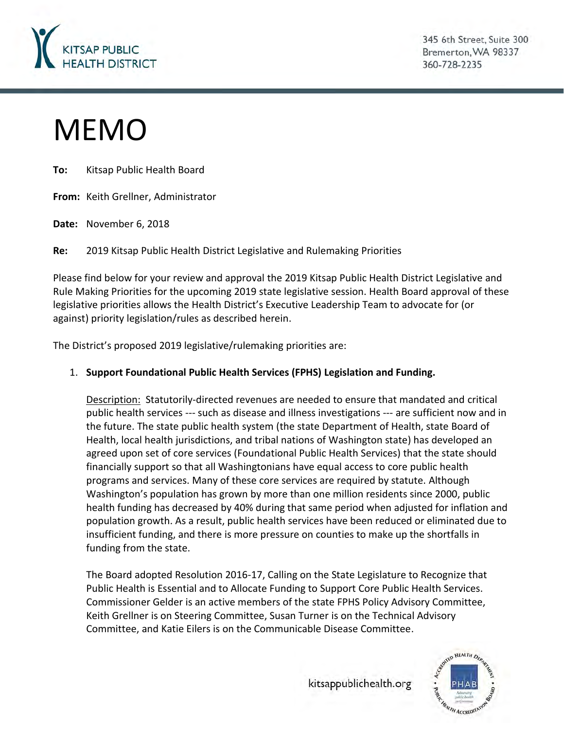# MEMO

**To:** Kitsap Public Health Board

**From:** Keith Grellner, Administrator

**Date:** November 6, 2018

**Re:** 2019 Kitsap Public Health District Legislative and Rulemaking Priorities

Please find below for your review and approval the 2019 Kitsap Public Health District Legislative and Rule Making Priorities for the upcoming 2019 state legislative session. Health Board approval of these legislative priorities allows the Health District's Executive Leadership Team to advocate for (or against) priority legislation/rules as described herein.

The District's proposed 2019 legislative/rulemaking priorities are:

1. **Support Foundational Public Health Services (FPHS) Legislation and Funding.**

   Description: Statutorily-directed revenues are needed to ensure that mandated and critical public health services --- such as disease and illness investigations --- are sufficient now and in the future. The state public health system (the state Department of Health, state Board of Health, local health jurisdictions, and tribal nations of Washington state) has developed an agreed upon set of core services (Foundational Public Health Services) that the state should financially support so that all Washingtonians have equal access to core public health programs and services. Many of these core services are required by statute. Although Washington's population has grown by more than one million residents since 2000, public health funding has decreased by 40% during that same period when adjusted for inflation and population growth. As a result, public health services have been reduced or eliminated due to insufficient funding, and there is more pressure on counties to make up the shortfalls in funding from the state.

   The Board adopted Resolution 2016-17, Calling on the State Legislature to Recognize that Public Health is Essential and to Allocate Funding to Support Core Public Health Services. Commissioner Gelder is an active members of the state FPHS Policy Advisory Committee, Keith Grellner is on Steering Committee, Susan Turner is on the Technical Advisory Committee, and Katie Eilers is on the Communicable Disease Committee.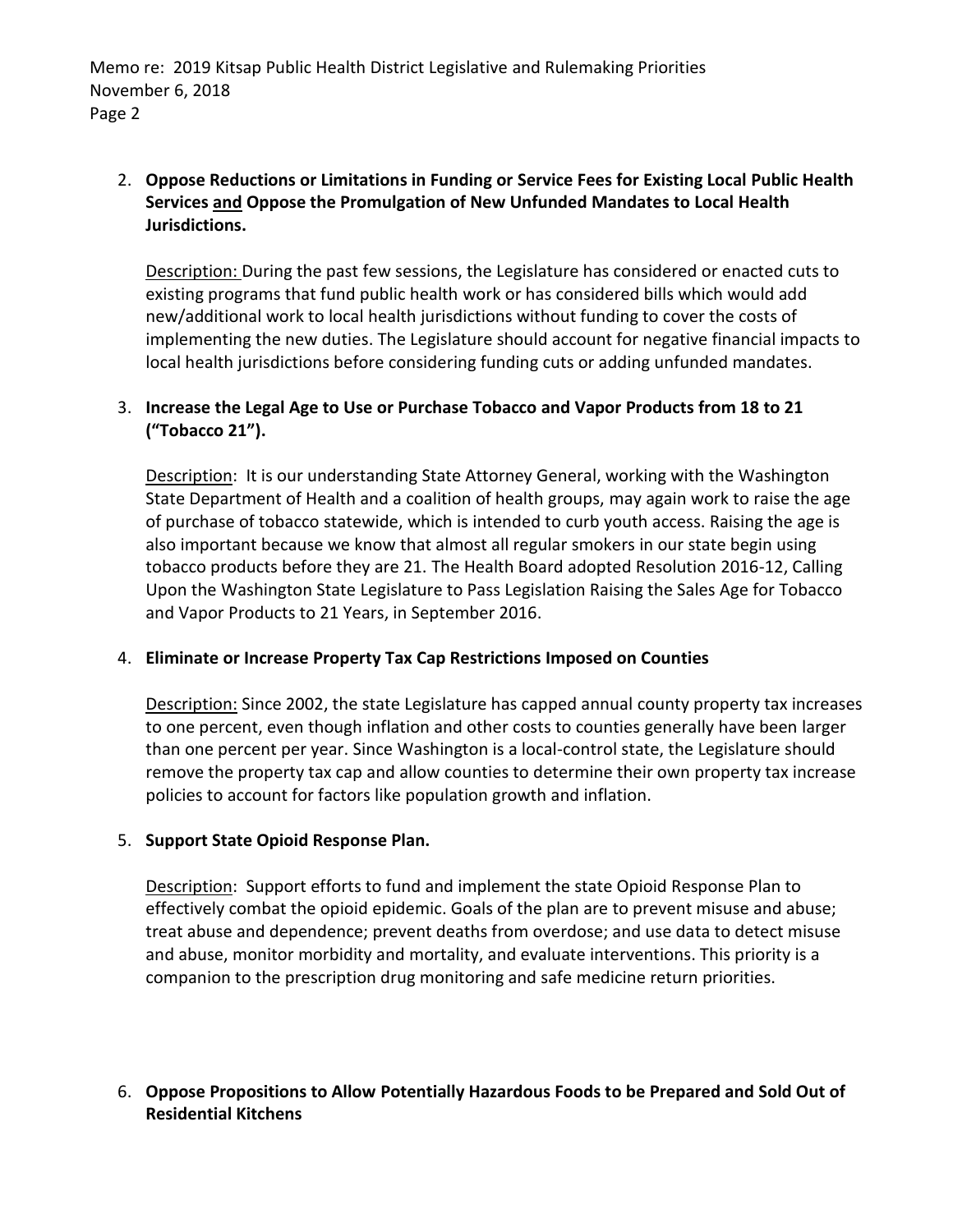2. **Oppose Reductions or Limitations in Funding or Service Fees for Existing Local Public Health Services and Oppose the Promulgation of New Unfunded Mandates to Local Health Jurisdictions.**

   Description: During the past few sessions, the Legislature has considered or enacted cuts to existing programs that fund public health work or has considered bills which would add new/additional work to local health jurisdictions without funding to cover the costs of implementing the new duties. The Legislature should account for negative financial impacts to local health jurisdictions before considering funding cuts or adding unfunded mandates.

3. **Increase the Legal Age to Use or Purchase Tobacco and Vapor Products from 18 to 21 ("Tobacco 21").**

   Description: It is our understanding State Attorney General, working with the Washington State Department of Health and a coalition of health groups, may again work to raise the age of purchase of tobacco statewide, which is intended to curb youth access. Raising the age is also important because we know that almost all regular smokers in our state begin using tobacco products before they are 21. The Health Board adopted Resolution 2016-12, Calling Upon the Washington State Legislature to Pass Legislation Raising the Sales Age for Tobacco and Vapor Products to 21 Years, in September 2016.

4. **Eliminate or Increase Property Tax Cap Restrictions Imposed on Counties**

   Description: Since 2002, the state Legislature has capped annual county property tax increases to one percent, even though inflation and other costs to counties generally have been larger than one percent per year. Since Washington is a local-control state, the Legislature should remove the property tax cap and allow counties to determine their own property tax increase policies to account for factors like population growth and inflation.

5. **Support State Opioid Response Plan.**

   Description: Support efforts to fund and implement the state Opioid Response Plan to effectively combat the opioid epidemic. Goals of the plan are to prevent misuse and abuse; treat abuse and dependence; prevent deaths from overdose; and use data to detect misuse and abuse, monitor morbidity and mortality, and evaluate interventions. This priority is a companion to the prescription drug monitoring and safe medicine return priorities.

6. **Oppose Propositions to Allow Potentially Hazardous Foods to be Prepared and Sold Out of Residential Kitchens**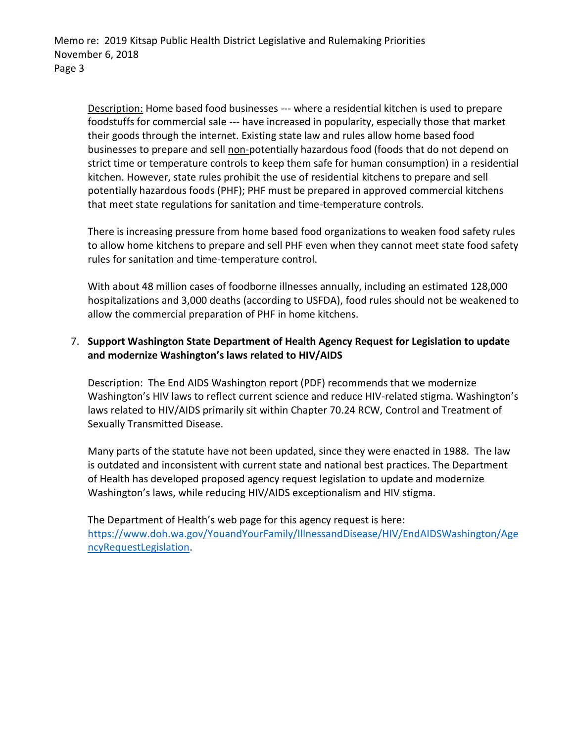<u>Description:</u> Home based food businesses --- where a residential kitchen is used to prepare foodstuffs for commercial sale --- have increased in popularity, especially those that market their goods through the internet. Existing state law and rules allow home based food businesses to prepare and sell <u>non-</u>potentially hazardous food (foods that do not depend on strict time or temperature controls to keep them safe for human consumption) in a residential kitchen. However, state rules prohibit the use of residential kitchens to prepare and sell potentially hazardous foods (PHF); PHF must be prepared in approved commercial kitchens that meet state regulations for sanitation and time-temperature controls.

There is increasing pressure from home based food organizations to weaken food safety rules to allow home kitchens to prepare and sell PHF even when they cannot meet state food safety rules for sanitation and time-temperature control.

With about 48 million cases of foodborne illnesses annually, including an estimated 128,000 hospitalizations and 3,000 deaths (according to USFDA), food rules should not be weakened to allow the commercial preparation of PHF in home kitchens.

7. **Support Washington State Department of Health Agency Request for Legislation to update and modernize Washington's laws related to HIV/AIDS**

   Description: The End AIDS Washington report (PDF) recommends that we modernize Washington's HIV laws to reflect current science and reduce HIV-related stigma. Washington's laws related to HIV/AIDS primarily sit within Chapter 70.24 RCW, Control and Treatment of Sexually Transmitted Disease.

   Many parts of the statute have not been updated, since they were enacted in 1988. The law is outdated and inconsistent with current state and national best practices. The Department of Health has developed proposed agency request legislation to update and modernize Washington's laws, while reducing HIV/AIDS exceptionalism and HIV stigma.

   The Department of Health's web page for this agency request is here: [https://www.doh.wa.gov/YouandYourFamily/IllnessandDisease/HIV/EndAIDSWashington/AgencyRequestLegislation](https://www.doh.wa.gov/YouandYourFamily/IllnessandDisease/HIV/EndAIDSWashington/AgencyRequestLegislation).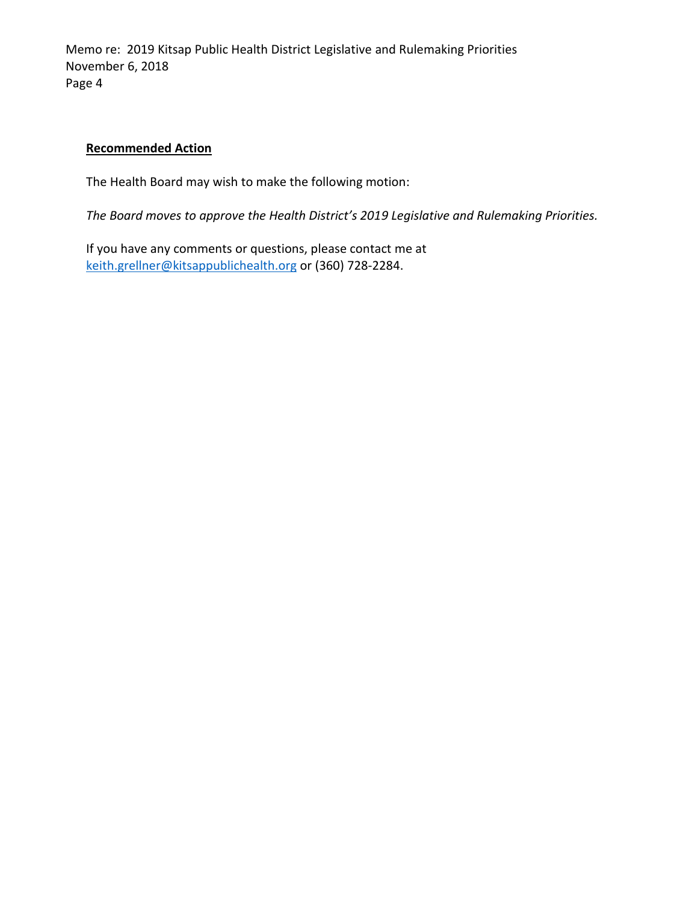**Recommended Action**

The Health Board may wish to make the following motion:

*The Board moves to approve the Health District's 2019 Legislative and Rulemaking Priorities.*

If you have any comments or questions, please contact me at keith.grellner@kitsappublichealth.org or (360) 728-2284.